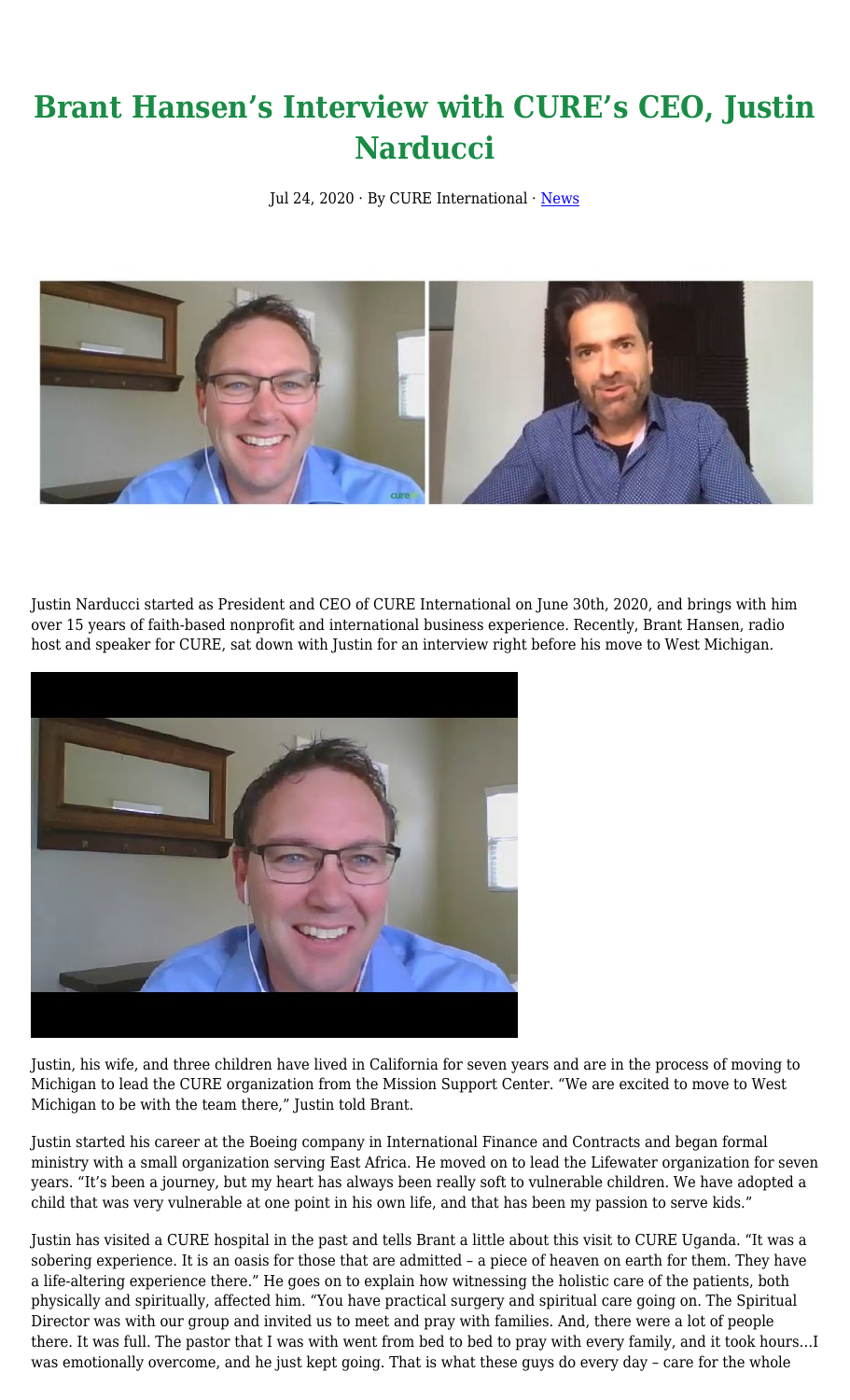# Brant Hansen's Interview with CURE's CEO, Justin Narducci

Jul 24, 2020 · By CURE International · News

Justin Narducci started as President and CEO of CURE International on June 30th, 2020, and brings with him over 15 years of faith-based nonprofit and international business experience. Recently, Brant Hansen, radio host and speaker for CURE, sat down with Justin for an interview right before his move to West Michigan.

Justin, his wife, and three children have lived in California for seven years and are in the process of moving to Michigan to lead the CURE organization from the Mission Support Center. "We are excited to move to West Michigan to be with the team there," Justin told Brant.

Justin started his career at the Boeing company in International Finance and Contracts and began formal ministry with a small organization serving East Africa. He moved on to lead the Lifewater organization for seven years. "It's been a journey, but my heart has always been really soft to vulnerable children. We have adopted a child that was very vulnerable at one point in his own life, and that has been my passion to serve kids."

Justin has visited a CURE hospital in the past and tells Brant a little about this visit to CURE Uganda. "It was a sobering experience. It is an oasis for those that are admitted – a piece of heaven on earth for them. They have a life-altering experience there." He goes on to explain how witnessing the holistic care of the patients, both physically and spiritually, affected him. "You have practical surgery and spiritual care going on. The Spiritual Director was with our group and invited us to meet and pray with families. And, there were a lot of people there. It was full. The pastor that I was with went from bed to bed to pray with every family, and it took hours…I was emotionally overcome, and he just kept going. That is what these guys do every day – care for the whole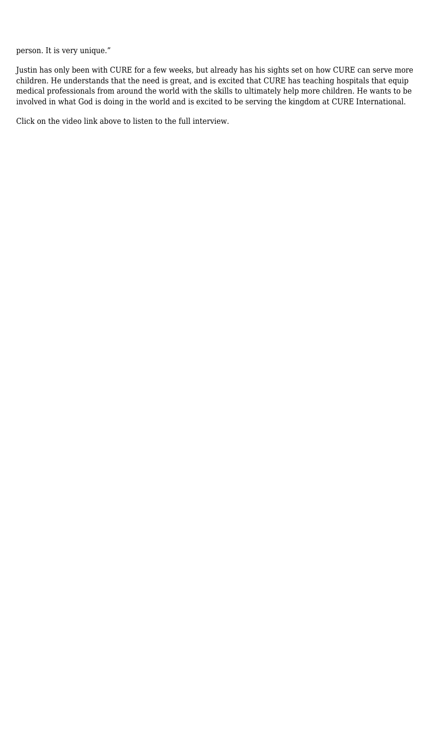person. It is very unique."

Justin has only been with CURE for a few weeks, but already has his sights set on how CURE can serve more children. He understands that the need is great, and is excited that CURE has teaching hospitals that equip medical professionals from around the world with the skills to ultimately help more children. He wants to be involved in what God is doing in the world and is excited to be serving the kingdom at CURE International.

Click on the video link above to listen to the full interview.